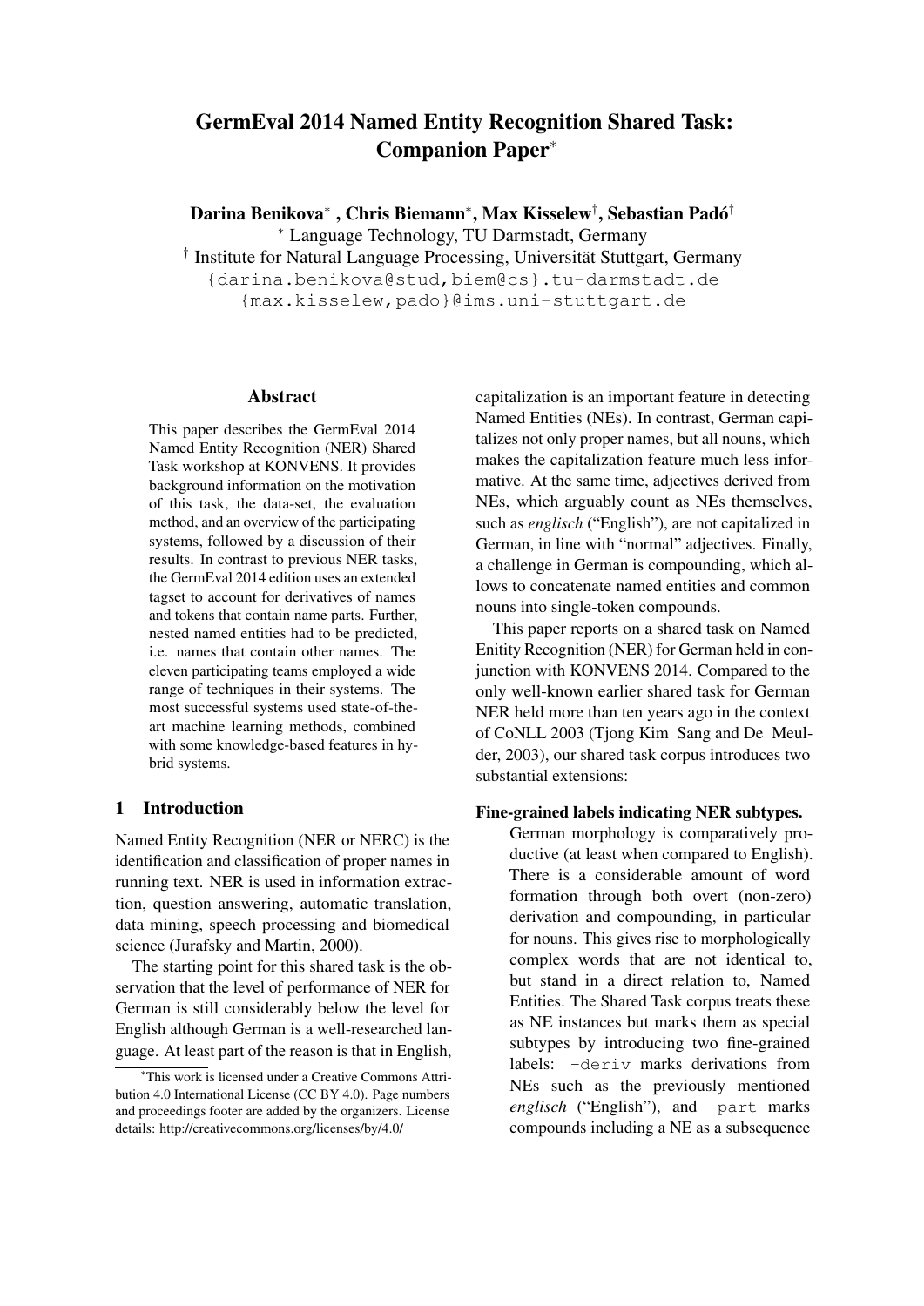# GermEval 2014 Named Entity Recognition Shared Task: Companion Paper*

**Darina Benikova*, Chris Biemann*, Max Kisselew†, Sebastian Padó†**

* Language Technology, TU Darmstadt, Germany

† Institute for Natural Language Processing, Universität Stuttgart, Germany

{darina.benikova@stud,biem@cs}.tu-darmstadt.de

{max.kisselew,pado}@ims.uni-stuttgart.de

## Abstract

This paper describes the GermEval 2014 Named Entity Recognition (NER) Shared Task workshop at KONVENS. It provides background information on the motivation of this task, the data-set, the evaluation method, and an overview of the participating systems, followed by a discussion of their results. In contrast to previous NER tasks, the GermEval 2014 edition uses an extended tagset to account for derivatives of names and tokens that contain name parts. Further, nested named entities had to be predicted, i.e. names that contain other names. The eleven participating teams employed a wide range of techniques in their systems. The most successful systems used state-of-the-art machine learning methods, combined with some knowledge-based features in hybrid systems.

## 1 Introduction

Named Entity Recognition (NER or NERC) is the identification and classification of proper names in running text. NER is used in information extraction, question answering, automatic translation, data mining, speech processing and biomedical science (Jurafsky and Martin, 2000).

The starting point for this shared task is the observation that the level of performance of NER for German is still considerably below the level for English although German is a well-researched language. At least part of the reason is that in English, capitalization is an important feature in detecting Named Entities (NEs). In contrast, German capitalizes not only proper names, but all nouns, which makes the capitalization feature much less informative. At the same time, adjectives derived from NEs, which arguably count as NEs themselves, such as *englisch* ("English"), are not capitalized in German, in line with "normal" adjectives. Finally, a challenge in German is compounding, which allows to concatenate named entities and common nouns into single-token compounds.

This paper reports on a shared task on Named Enitity Recognition (NER) for German held in conjunction with KONVENS 2014. Compared to the only well-known earlier shared task for German NER held more than ten years ago in the context of CoNLL 2003 (Tjong Kim Sang and De Meulder, 2003), our shared task corpus introduces two substantial extensions:

**Fine-grained labels indicating NER subtypes.** German morphology is comparatively productive (at least when compared to English). There is a considerable amount of word formation through both overt (non-zero) derivation and compounding, in particular for nouns. This gives rise to morphologically complex words that are not identical to, but stand in a direct relation to, Named Entities. The Shared Task corpus treats these as NE instances but marks them as special subtypes by introducing two fine-grained labels: `-deriv` marks derivations from NEs such as the previously mentioned *englisch* ("English"), and `-part` marks compounds including a NE as a subsequence

*This work is licensed under a Creative Commons Attribution 4.0 International License (CC BY 4.0). Page numbers and proceedings footer are added by the organizers. License details: http://creativecommons.org/licenses/by/4.0/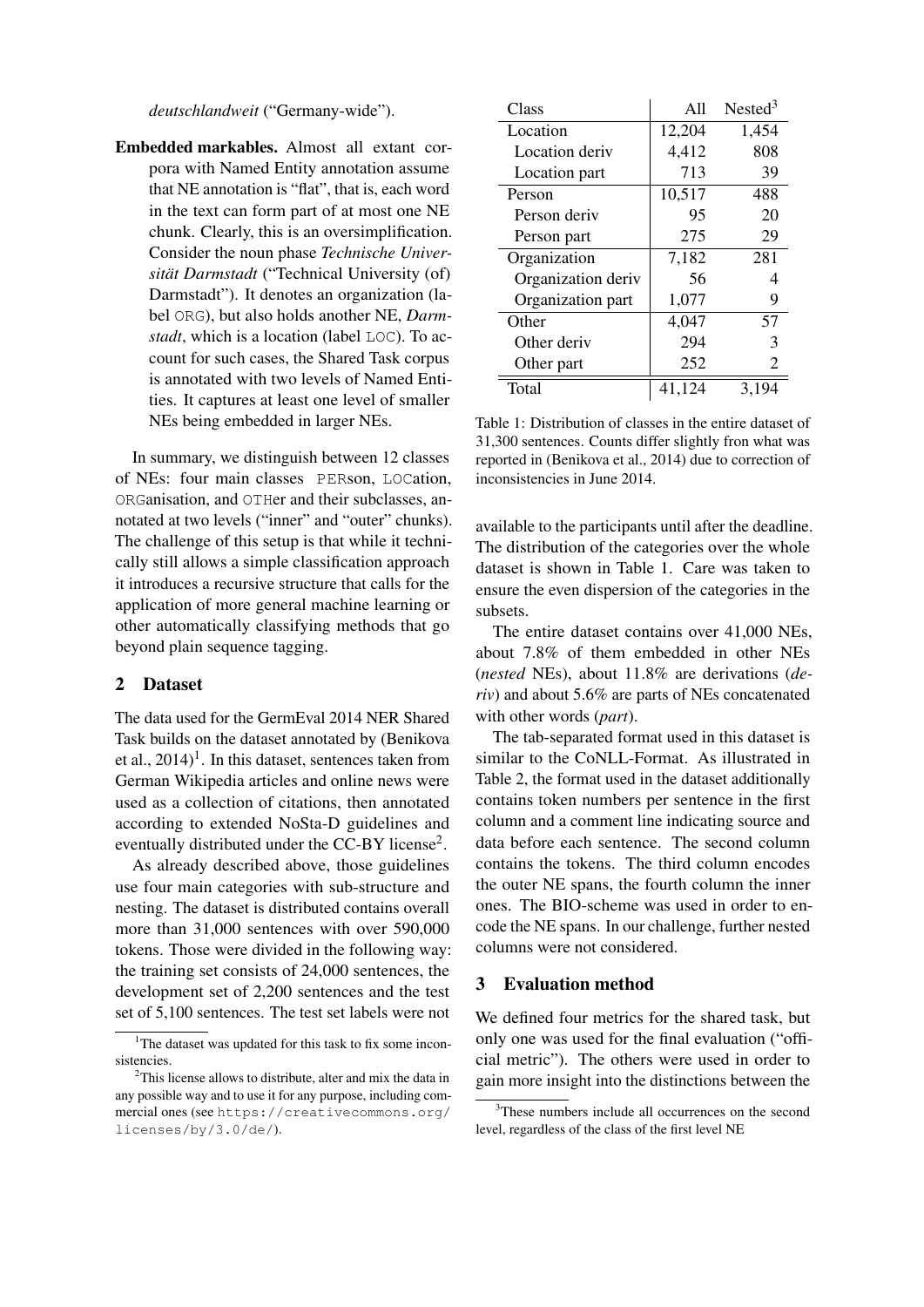*deutschlandweit* ("Germany-wide").

**Embedded markables.** Almost all extant corpora with Named Entity annotation assume that NE annotation is "flat", that is, each word in the text can form part of at most one NE chunk. Clearly, this is an oversimplification. Consider the noun phase *Technische Universität Darmstadt* ("Technical University (of) Darmstadt"). It denotes an organization (label ORG), but also holds another NE, *Darmstadt*, which is a location (label LOC). To account for such cases, the Shared Task corpus is annotated with two levels of Named Entities. It captures at least one level of smaller NEs being embedded in larger NEs.

In summary, we distinguish between 12 classes of NEs: four main classes PERson, LOCation, ORGanisation, and OTHer and their subclasses, annotated at two levels ("inner" and "outer" chunks). The challenge of this setup is that while it technically still allows a simple classification approach it introduces a recursive structure that calls for the application of more general machine learning or other automatically classifying methods that go beyond plain sequence tagging.

## 2 Dataset

The data used for the GermEval 2014 NER Shared Task builds on the dataset annotated by (Benikova et al., 2014)[1]. In this dataset, sentences taken from German Wikipedia articles and online news were used as a collection of citations, then annotated according to extended NoSta-D guidelines and eventually distributed under the CC-BY license[2].

As already described above, those guidelines use four main categories with sub-structure and nesting. The dataset is distributed contains overall more than 31,000 sentences with over 590,000 tokens. Those were divided in the following way: the training set consists of 24,000 sentences, the development set of 2,200 sentences and the test set of 5,100 sentences. The test set labels were not available to the participants until after the deadline. The distribution of the categories over the whole dataset is shown in Table 1. Care was taken to ensure the even dispersion of the categories in the subsets.

| Class | All | Nested[3] |
|---|---|---|
| Location | 12,204 | 1,454 |
| Location deriv | 4,412 | 808 |
| Location part | 713 | 39 |
| Person | 10,517 | 488 |
| Person deriv | 95 | 20 |
| Person part | 275 | 29 |
| Organization | 7,182 | 281 |
| Organization deriv | 56 | 4 |
| Organization part | 1,077 | 9 |
| Other | 4,047 | 57 |
| Other deriv | 294 | 3 |
| Other part | 252 | 2 |
| Total | 41,124 | 3,194 |

Table 1: Distribution of classes in the entire dataset of 31,300 sentences. Counts differ slightly fron what was reported in (Benikova et al., 2014) due to correction of inconsistencies in June 2014.

The entire dataset contains over 41,000 NEs, about 7.8% of them embedded in other NEs (*nested* NEs), about 11.8% are derivations (*deriv*) and about 5.6% are parts of NEs concatenated with other words (*part*).

The tab-separated format used in this dataset is similar to the CoNLL-Format. As illustrated in Table 2, the format used in the dataset additionally contains token numbers per sentence in the first column and a comment line indicating source and data before each sentence. The second column contains the tokens. The third column encodes the outer NE spans, the fourth column the inner ones. The BIO-scheme was used in order to encode the NE spans. In our challenge, further nested columns were not considered.

## 3 Evaluation method

We defined four metrics for the shared task, but only one was used for the final evaluation ("official metric"). The others were used in order to gain more insight into the distinctions between the

[1] The dataset was updated for this task to fix some inconsistencies.

[2] This license allows to distribute, alter and mix the data in any possible way and to use it for any purpose, including commercial ones (see https://creativecommons.org/licenses/by/3.0/de/).

[3] These numbers include all occurrences on the second level, regardless of the class of the first level NE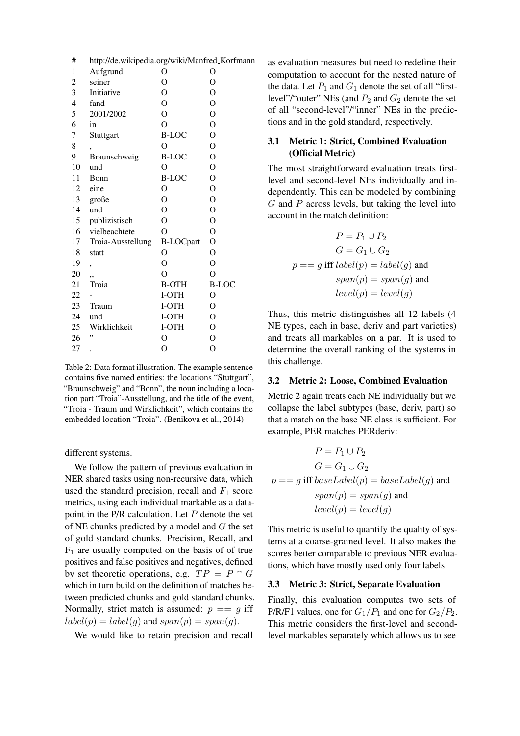| # | http://de.wikipedia.org/wiki/Manfred_Korfmann | | |
|---|---|---|---|
| 1 | Aufgrund | O | O |
| 2 | seiner | O | O |
| 3 | Initiative | O | O |
| 4 | fand | O | O |
| 5 | 2001/2002 | O | O |
| 6 | in | O | O |
| 7 | Stuttgart | B-LOC | O |
| 8 | , | O | O |
| 9 | Braunschweig | B-LOC | O |
| 10 | und | O | O |
| 11 | Bonn | B-LOC | O |
| 12 | eine | O | O |
| 13 | große | O | O |
| 14 | und | O | O |
| 15 | publizistisch | O | O |
| 16 | vielbeachtete | O | O |
| 17 | Troia-Ausstellung | B-LOCpart | O |
| 18 | statt | O | O |
| 19 | , | O | O |
| 20 | „ | O | O |
| 21 | Troia | B-OTH | B-LOC |
| 22 | - | I-OTH | O |
| 23 | Traum | I-OTH | O |
| 24 | und | I-OTH | O |
| 25 | Wirklichkeit | I-OTH | O |
| 26 | " | O | O |
| 27 | . | O | O |

Table 2: Data format illustration. The example sentence contains five named entities: the locations "Stuttgart", "Braunschweig" and "Bonn", the noun including a location part "Troia"-Ausstellung, and the title of the event, "Troia - Traum und Wirklichkeit", which contains the embedded location "Troia". (Benikova et al., 2014)

different systems.

We follow the pattern of previous evaluation in NER shared tasks using non-recursive data, which used the standard precision, recall and $F_1$ score metrics, using each individual markable as a datapoint in the P/R calculation. Let $P$ denote the set of NE chunks predicted by a model and $G$ the set of gold standard chunks. Precision, Recall, and $F_1$ are usually computed on the basis of of true positives and false positives and negatives, defined by set theoretic operations, e.g. $TP = P \cap G$ which in turn build on the definition of matches between predicted chunks and gold standard chunks. Normally, strict match is assumed: $p == g$ iff $label(p) = label(g)$ and $span(p) = span(g)$.

We would like to retain precision and recall as evaluation measures but need to redefine their computation to account for the nested nature of the data. Let $P_1$ and $G_1$ denote the set of all "first-level"/"outer" NEs (and $P_2$ and $G_2$ denote the set of all "second-level"/"inner" NEs in the predictions and in the gold standard, respectively.

### 3.1 Metric 1: Strict, Combined Evaluation (Official Metric)

The most straightforward evaluation treats first-level and second-level NEs individually and independently. This can be modeled by combining $G$ and $P$ across levels, but taking the level into account in the match definition:

$$
\begin{aligned}
P &= P_1 \cup P_2 \\
G &= G_1 \cup G_2 \\
p == g \text{ iff } & label(p) = label(g) \text{ and} \\
& span(p) = span(g) \text{ and} \\
& level(p) = level(g)
\end{aligned}
$$

Thus, this metric distinguishes all 12 labels (4 NE types, each in base, deriv and part varieties) and treats all markables on a par. It is used to determine the overall ranking of the systems in this challenge.

### 3.2 Metric 2: Loose, Combined Evaluation

Metric 2 again treats each NE individually but we collapse the label subtypes (base, deriv, part) so that a match on the base NE class is sufficient. For example, PER matches PERderiv:

$$
\begin{aligned}
P &= P_1 \cup P_2 \\
G &= G_1 \cup G_2 \\
p == g \text{ iff } & baseLabel(p) = baseLabel(g) \text{ and} \\
& span(p) = span(g) \text{ and} \\
& level(p) = level(g)
\end{aligned}
$$

This metric is useful to quantify the quality of systems at a coarse-grained level. It also makes the scores better comparable to previous NER evaluations, which have mostly used only four labels.

### 3.3 Metric 3: Strict, Separate Evaluation

Finally, this evaluation computes two sets of P/R/F1 values, one for $G_1/P_1$ and one for $G_2/P_2$. This metric considers the first-level and second-level markables separately which allows us to see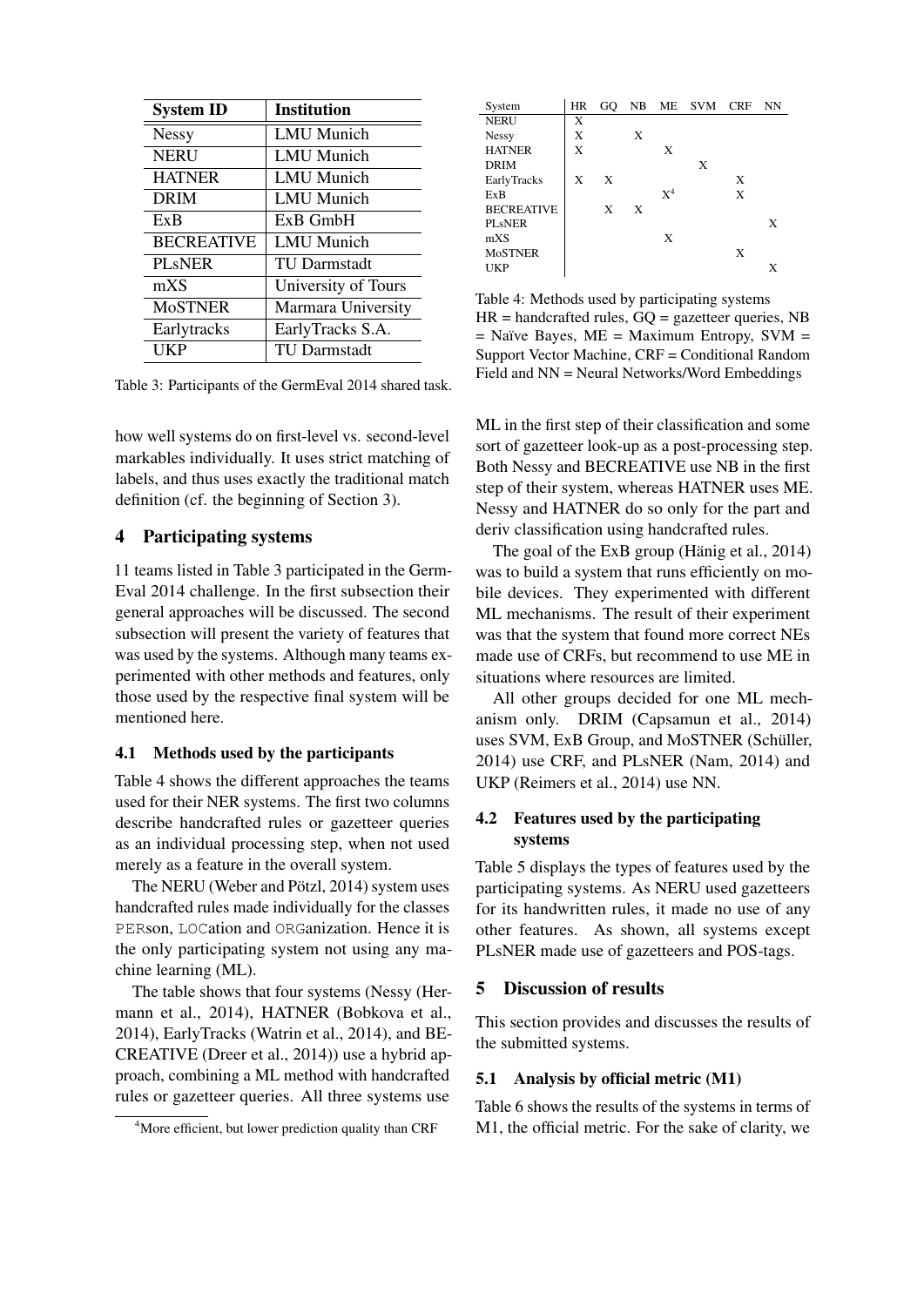| System ID | Institution |
|---|---|
| Nessy | LMU Munich |
| NERU | LMU Munich |
| HATNER | LMU Munich |
| DRIM | LMU Munich |
| ExB | ExB GmbH |
| BECREATIVE | LMU Munich |
| PLsNER | TU Darmstadt |
| mXS | University of Tours |
| MoSTNER | Marmara University |
| Earlytracks | EarlyTracks S.A. |
| UKP | TU Darmstadt |

Table 3: Participants of the GermEval 2014 shared task.

| System | HR | GQ | NB | ME | SVM | CRF | NN |
|---|---|---|---|---|---|---|---|
| NERU | X | | | | | | |
| Nessy | X | | X | | | | |
| HATNER | X | | | X | | | |
| DRIM | | | | | X | | |
| EarlyTracks | X | X | | | | X | |
| ExB | | | | X[4] | | X | |
| BECREATIVE | | X | X | | | | |
| PLsNER | | | | | | | X |
| mXS | | | | X | | | |
| MoSTNER | | | | | | X | |
| UKP | | | | | | | X |

Table 4: Methods used by participating systems
HR = handcrafted rules, GQ = gazetteer queries, NB = Naïve Bayes, ME = Maximum Entropy, SVM = Support Vector Machine, CRF = Conditional Random Field and NN = Neural Networks/Word Embeddings

how well systems do on first-level vs. second-level markables individually. It uses strict matching of labels, and thus uses exactly the traditional match definition (cf. the beginning of Section 3).

## 4 Participating systems

11 teams listed in Table 3 participated in the GermEval 2014 challenge. In the first subsection their general approaches will be discussed. The second subsection will present the variety of features that was used by the systems. Although many teams experimented with other methods and features, only those used by the respective final system will be mentioned here.

### 4.1 Methods used by the participants

Table 4 shows the different approaches the teams used for their NER systems. The first two columns describe handcrafted rules or gazetteer queries as an individual processing step, when not used merely as a feature in the overall system.

The NERU (Weber and Pötzl, 2014) system uses handcrafted rules made individually for the classes PERson, LOCation and ORGanization. Hence it is the only participating system not using any machine learning (ML).

The table shows that four systems (Nessy (Hermann et al., 2014), HATNER (Bobkova et al., 2014), EarlyTracks (Watrin et al., 2014), and BECREATIVE (Dreer et al., 2014)) use a hybrid approach, combining a ML method with handcrafted rules or gazetteer queries. All three systems use ML in the first step of their classification and some sort of gazetteer look-up as a post-processing step. Both Nessy and BECREATIVE use NB in the first step of their system, whereas HATNER uses ME. Nessy and HATNER do so only for the part and deriv classification using handcrafted rules.

The goal of the ExB group (Hänig et al., 2014) was to build a system that runs efficiently on mobile devices. They experimented with different ML mechanisms. The result of their experiment was that the system that found more correct NEs made use of CRFs, but recommend to use ME in situations where resources are limited.

All other groups decided for one ML mechanism only. DRIM (Capsamun et al., 2014) uses SVM, ExB Group, and MoSTNER (Schüller, 2014) use CRF, and PLsNER (Nam, 2014) and UKP (Reimers et al., 2014) use NN.

### 4.2 Features used by the participating systems

Table 5 displays the types of features used by the participating systems. As NERU used gazetteers for its handwritten rules, it made no use of any other features. As shown, all systems except PLsNER made use of gazetteers and POS-tags.

## 5 Discussion of results

This section provides and discusses the results of the submitted systems.

### 5.1 Analysis by official metric (M1)

Table 6 shows the results of the systems in terms of M1, the official metric. For the sake of clarity, we

[4] More efficient, but lower prediction quality than CRF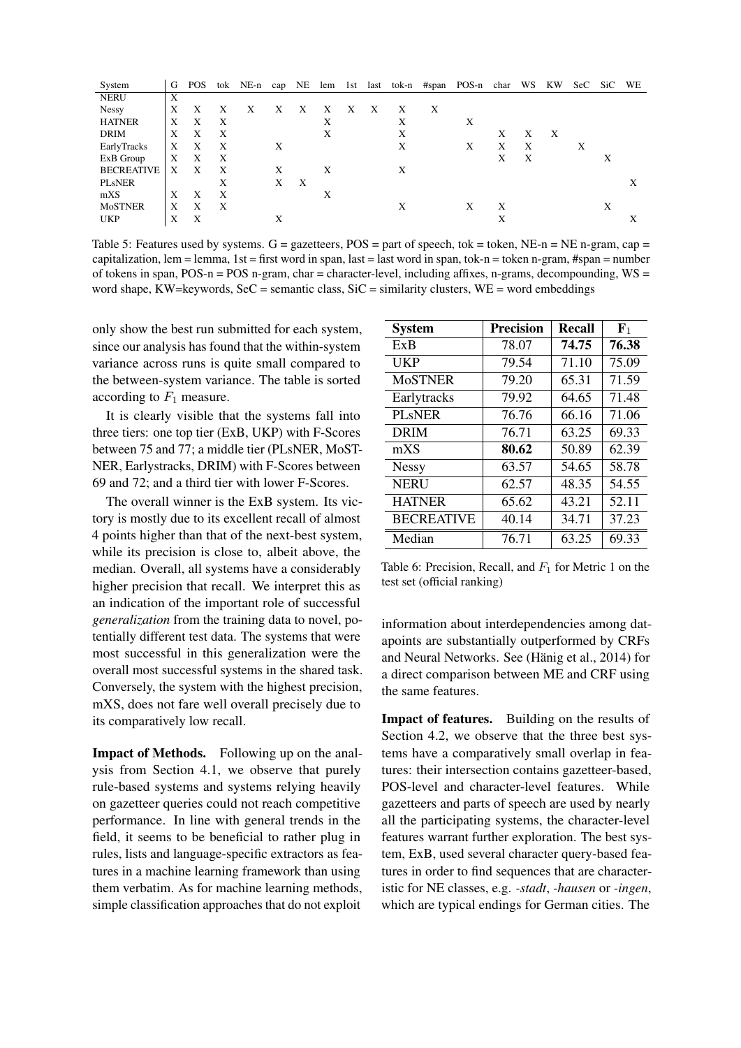| System | G | POS | tok | NE-n | cap | NE | lem | 1st | last | tok-n | #span | POS-n | char | WS | KW | SeC | SiC | WE |
|---|---|---|---|---|---|---|---|---|---|---|---|---|---|---|---|---|---|---|
| NERU | X | | | | | | | | | | | | | | | | | |
| Nessy | X | X | X | X | X | X | X | X | X | X | X | | | | | | | |
| HATNER | X | X | X | | | | X | | | X | | X | | | | | | |
| DRIM | X | X | X | | | | X | | | X | | | X | X | X | | | |
| EarlyTracks | X | X | X | | X | | | | | X | | X | X | X | | X | | |
| ExB Group | X | X | X | | | | | | | | | | X | X | | | X | |
| BECREATIVE | X | X | X | | X | | X | | | X | | | | | | | | |
| PLsNER | | | X | | X | X | | | | | | | | | | | | X |
| mXS | X | X | X | | | | X | | | | | | | | | | | |
| MoSTNER | X | X | X | | | | | | | X | | X | X | | | | X | |
| UKP | X | X | | | X | | | | | | | | X | | | | | X |

Table 5: Features used by systems. G = gazetteers, POS = part of speech, tok = token, NE-n = NE n-gram, cap = capitalization, lem = lemma, 1st = first word in span, last = last word in span, tok-n = token n-gram, #span = number of tokens in span, POS-n = POS n-gram, char = character-level, including affixes, n-grams, decompounding, WS = word shape, KW=keywords, SeC = semantic class, SiC = similarity clusters, WE = word embeddings

only show the best run submitted for each system, since our analysis has found that the within-system variance across runs is quite small compared to the between-system variance. The table is sorted according to $F_1$ measure.

It is clearly visible that the systems fall into three tiers: one top tier (ExB, UKP) with F-Scores between 75 and 77; a middle tier (PLsNER, MoSTNER, Earlystracks, DRIM) with F-Scores between 69 and 72; and a third tier with lower F-Scores.

The overall winner is the ExB system. Its victory is mostly due to its excellent recall of almost 4 points higher than that of the next-best system, while its precision is close to, albeit above, the median. Overall, all systems have a considerably higher precision that recall. We interpret this as an indication of the important role of successful *generalization* from the training data to novel, potentially different test data. The systems that were most successful in this generalization were the overall most successful systems in the shared task. Conversely, the system with the highest precision, mXS, does not fare well overall precisely due to its comparatively low recall.

| System | Precision | Recall | $F_1$ |
|---|---|---|---|
| ExB | 78.07 | **74.75** | **76.38** |
| UKP | 79.54 | 71.10 | 75.09 |
| MoSTNER | 79.20 | 65.31 | 71.59 |
| Earlytracks | 79.92 | 64.65 | 71.48 |
| PLsNER | 76.76 | 66.16 | 71.06 |
| DRIM | 76.71 | 63.25 | 69.33 |
| mXS | **80.62** | 50.89 | 62.39 |
| Nessy | 63.57 | 54.65 | 58.78 |
| NERU | 62.57 | 48.35 | 54.55 |
| HATNER | 65.62 | 43.21 | 52.11 |
| BECREATIVE | 40.14 | 34.71 | 37.23 |
| Median | 76.71 | 63.25 | 69.33 |

Table 6: Precision, Recall, and $F_1$ for Metric 1 on the test set (official ranking)

**Impact of Methods.** Following up on the analysis from Section 4.1, we observe that purely rule-based systems and systems relying heavily on gazetteer queries could not reach competitive performance. In line with general trends in the field, it seems to be beneficial to rather plug in rules, lists and language-specific extractors as features in a machine learning framework than using them verbatim. As for machine learning methods, simple classification approaches that do not exploit information about interdependencies among datapoints are substantially outperformed by CRFs and Neural Networks. See (Hänig et al., 2014) for a direct comparison between ME and CRF using the same features.

**Impact of features.** Building on the results of Section 4.2, we observe that the three best systems have a comparatively small overlap in features: their intersection contains gazetteer-based, POS-level and character-level features. While gazetteers and parts of speech are used by nearly all the participating systems, the character-level features warrant further exploration. The best system, ExB, used several character query-based features in order to find sequences that are characteristic for NE classes, e.g. *-stadt*, *-hausen* or *-ingen*, which are typical endings for German cities. The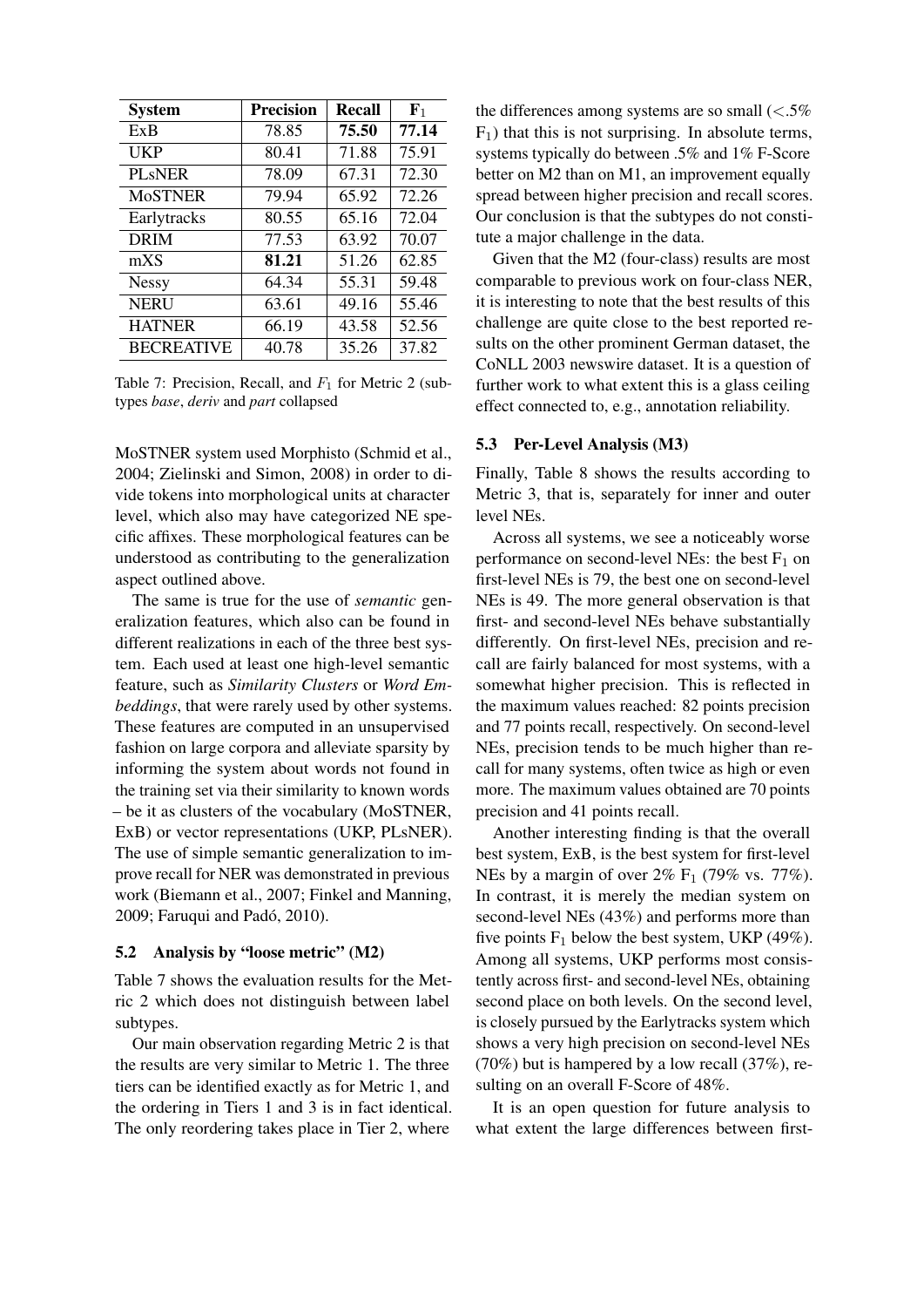| System | Precision | Recall | $F_1$ |
|---|---|---|---|
| ExB | 78.85 | **75.50** | **77.14** |
| UKP | 80.41 | 71.88 | 75.91 |
| PLsNER | 78.09 | 67.31 | 72.30 |
| MoSTNER | 79.94 | 65.92 | 72.26 |
| Earlytracks | 80.55 | 65.16 | 72.04 |
| DRIM | 77.53 | 63.92 | 70.07 |
| mXS | **81.21** | 51.26 | 62.85 |
| Nessy | 64.34 | 55.31 | 59.48 |
| NERU | 63.61 | 49.16 | 55.46 |
| HATNER | 66.19 | 43.58 | 52.56 |
| BECREATIVE | 40.78 | 35.26 | 37.82 |

Table 7: Precision, Recall, and $F_1$ for Metric 2 (subtypes *base*, *deriv* and *part* collapsed

MoSTNER system used Morphisto (Schmid et al., 2004; Zielinski and Simon, 2008) in order to divide tokens into morphological units at character level, which also may have categorized NE specific affixes. These morphological features can be understood as contributing to the generalization aspect outlined above.

The same is true for the use of *semantic* generalization features, which also can be found in different realizations in each of the three best system. Each used at least one high-level semantic feature, such as *Similarity Clusters* or *Word Embeddings*, that were rarely used by other systems. These features are computed in an unsupervised fashion on large corpora and alleviate sparsity by informing the system about words not found in the training set via their similarity to known words – be it as clusters of the vocabulary (MoSTNER, ExB) or vector representations (UKP, PLsNER). The use of simple semantic generalization to improve recall for NER was demonstrated in previous work (Biemann et al., 2007; Finkel and Manning, 2009; Faruqui and Padó, 2010).

### 5.2 Analysis by "loose metric" (M2)

Table 7 shows the evaluation results for the Metric 2 which does not distinguish between label subtypes.

Our main observation regarding Metric 2 is that the results are very similar to Metric 1. The three tiers can be identified exactly as for Metric 1, and the ordering in Tiers 1 and 3 is in fact identical. The only reordering takes place in Tier 2, where the differences among systems are so small ($<.5\%$ $F_1$) that this is not surprising. In absolute terms, systems typically do between .5% and 1% F-Score better on M2 than on M1, an improvement equally spread between higher precision and recall scores. Our conclusion is that the subtypes do not constitute a major challenge in the data.

Given that the M2 (four-class) results are most comparable to previous work on four-class NER, it is interesting to note that the best results of this challenge are quite close to the best reported results on the other prominent German dataset, the CoNLL 2003 newswire dataset. It is a question of further work to what extent this is a glass ceiling effect connected to, e.g., annotation reliability.

### 5.3 Per-Level Analysis (M3)

Finally, Table 8 shows the results according to Metric 3, that is, separately for inner and outer level NEs.

Across all systems, we see a noticeably worse performance on second-level NEs: the best $F_1$ on first-level NEs is 79, the best one on second-level NEs is 49. The more general observation is that first- and second-level NEs behave substantially differently. On first-level NEs, precision and recall are fairly balanced for most systems, with a somewhat higher precision. This is reflected in the maximum values reached: 82 points precision and 77 points recall, respectively. On second-level NEs, precision tends to be much higher than recall for many systems, often twice as high or even more. The maximum values obtained are 70 points precision and 41 points recall.

Another interesting finding is that the overall best system, ExB, is the best system for first-level NEs by a margin of over 2% $F_1$ (79% vs. 77%). In contrast, it is merely the median system on second-level NEs (43%) and performs more than five points $F_1$ below the best system, UKP (49%). Among all systems, UKP performs most consistently across first- and second-level NEs, obtaining second place on both levels. On the second level, is closely pursued by the Earlytracks system which shows a very high precision on second-level NEs (70%) but is hampered by a low recall (37%), resulting on an overall F-Score of 48%.

It is an open question for future analysis to what extent the large differences between first-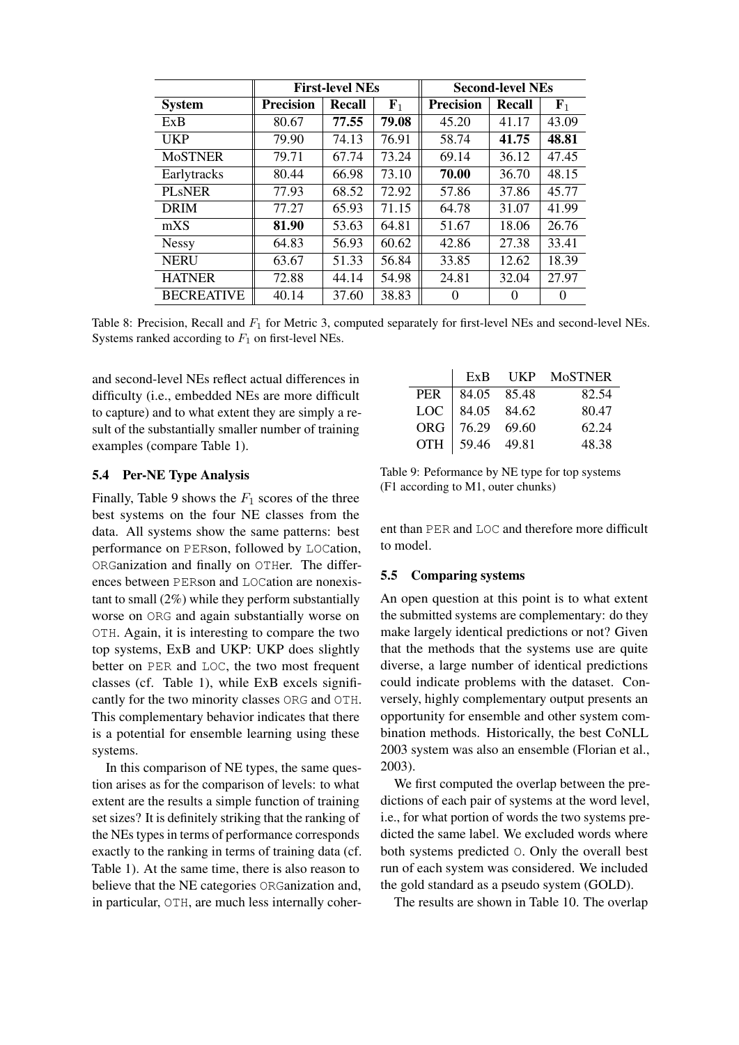| | First-level NEs | | | Second-level NEs | | |
|---|---|---|---|---|---|---|
| **System** | **Precision** | **Recall** | $\mathbf{F_1}$ | **Precision** | **Recall** | $\mathbf{F_1}$ |
| ExB | 80.67 | **77.55** | **79.08** | 45.20 | 41.17 | 43.09 |
| UKP | 79.90 | 74.13 | 76.91 | 58.74 | **41.75** | **48.81** |
| MoSTNER | 79.71 | 67.74 | 73.24 | 69.14 | 36.12 | 47.45 |
| Earlytracks | 80.44 | 66.98 | 73.10 | **70.00** | 36.70 | 48.15 |
| PLsNER | 77.93 | 68.52 | 72.92 | 57.86 | 37.86 | 45.77 |
| DRIM | 77.27 | 65.93 | 71.15 | 64.78 | 31.07 | 41.99 |
| mXS | **81.90** | 53.63 | 64.81 | 51.67 | 18.06 | 26.76 |
| Nessy | 64.83 | 56.93 | 60.62 | 42.86 | 27.38 | 33.41 |
| NERU | 63.67 | 51.33 | 56.84 | 33.85 | 12.62 | 18.39 |
| HATNER | 72.88 | 44.14 | 54.98 | 24.81 | 32.04 | 27.97 |
| BECREATIVE | 40.14 | 37.60 | 38.83 | 0 | 0 | 0 |

Table 8: Precision, Recall and $F_1$ for Metric 3, computed separately for first-level NEs and second-level NEs. Systems ranked according to $F_1$ on first-level NEs.

and second-level NEs reflect actual differences in difficulty (i.e., embedded NEs are more difficult to capture) and to what extent they are simply a result of the substantially smaller number of training examples (compare Table 1).

### 5.4 Per-NE Type Analysis

Finally, Table 9 shows the $F_1$ scores of the three best systems on the four NE classes from the data. All systems show the same patterns: best performance on PERson, followed by LOCation, ORGanization and finally on OTHer. The differences between PERson and LOCation are nonexistant to small (2%) while they perform substantially worse on ORG and again substantially worse on OTH. Again, it is interesting to compare the two top systems, ExB and UKP: UKP does slightly better on PER and LOC, the two most frequent classes (cf. Table 1), while ExB excels significantly for the two minority classes ORG and OTH. This complementary behavior indicates that there is a potential for ensemble learning using these systems.

In this comparison of NE types, the same question arises as for the comparison of levels: to what extent are the results a simple function of training set sizes? It is definitely striking that the ranking of the NEs types in terms of performance corresponds exactly to the ranking in terms of training data (cf. Table 1). At the same time, there is also reason to believe that the NE categories ORGanization and, in particular, OTH, are much less internally coherent than PER and LOC and therefore more difficult to model.

| | ExB | UKP | MoSTNER |
|---|---|---|---|
| PER | 84.05 | 85.48 | 82.54 |
| LOC | 84.05 | 84.62 | 80.47 |
| ORG | 76.29 | 69.60 | 62.24 |
| OTH | 59.46 | 49.81 | 48.38 |

Table 9: Peformance by NE type for top systems (F1 according to M1, outer chunks)

### 5.5 Comparing systems

An open question at this point is to what extent the submitted systems are complementary: do they make largely identical predictions or not? Given that the methods that the systems use are quite diverse, a large number of identical predictions could indicate problems with the dataset. Conversely, highly complementary output presents an opportunity for ensemble and other system combination methods. Historically, the best CoNLL 2003 system was also an ensemble (Florian et al., 2003).

We first computed the overlap between the predictions of each pair of systems at the word level, i.e., for what portion of words the two systems predicted the same label. We excluded words where both systems predicted O. Only the overall best run of each system was considered. We included the gold standard as a pseudo system (GOLD).

The results are shown in Table 10. The overlap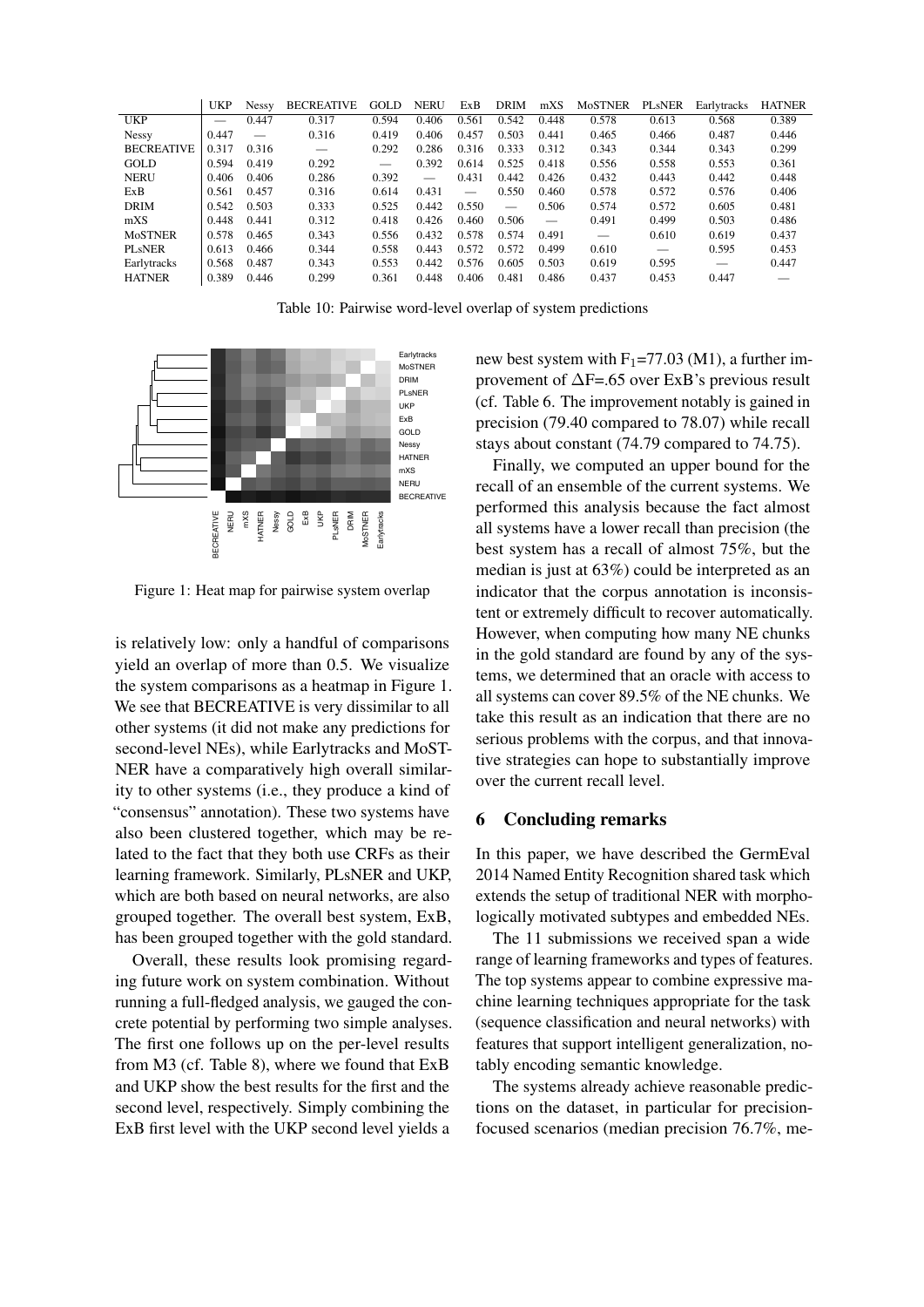| | UKP | Nessy | BECREATIVE | GOLD | NERU | ExB | DRIM | mXS | MoSTNER | PLsNER | Earlytracks | HATNER |
|---|---|---|---|---|---|---|---|---|---|---|---|---|
| UKP | — | 0.447 | 0.317 | 0.594 | 0.406 | 0.561 | 0.542 | 0.448 | 0.578 | 0.613 | 0.568 | 0.389 |
| Nessy | 0.447 | — | 0.316 | 0.419 | 0.406 | 0.457 | 0.503 | 0.441 | 0.465 | 0.466 | 0.487 | 0.446 |
| BECREATIVE | 0.317 | 0.316 | — | 0.292 | 0.286 | 0.316 | 0.333 | 0.312 | 0.343 | 0.344 | 0.343 | 0.299 |
| GOLD | 0.594 | 0.419 | 0.292 | — | 0.392 | 0.614 | 0.525 | 0.418 | 0.556 | 0.558 | 0.553 | 0.361 |
| NERU | 0.406 | 0.406 | 0.286 | 0.392 | — | 0.431 | 0.442 | 0.426 | 0.432 | 0.443 | 0.442 | 0.448 |
| ExB | 0.561 | 0.457 | 0.316 | 0.614 | 0.431 | — | 0.550 | 0.460 | 0.578 | 0.572 | 0.576 | 0.406 |
| DRIM | 0.542 | 0.503 | 0.333 | 0.525 | 0.442 | 0.550 | — | 0.506 | 0.574 | 0.572 | 0.605 | 0.481 |
| mXS | 0.448 | 0.441 | 0.312 | 0.418 | 0.426 | 0.460 | 0.506 | — | 0.491 | 0.499 | 0.503 | 0.486 |
| MoSTNER | 0.578 | 0.465 | 0.343 | 0.556 | 0.432 | 0.578 | 0.574 | 0.491 | — | 0.610 | 0.619 | 0.437 |
| PLsNER | 0.613 | 0.466 | 0.344 | 0.558 | 0.443 | 0.572 | 0.572 | 0.499 | 0.610 | — | 0.595 | 0.453 |
| Earlytracks | 0.568 | 0.487 | 0.343 | 0.553 | 0.442 | 0.576 | 0.605 | 0.503 | 0.619 | 0.595 | — | 0.447 |
| HATNER | 0.389 | 0.446 | 0.299 | 0.361 | 0.448 | 0.406 | 0.481 | 0.486 | 0.437 | 0.453 | 0.447 | — |

Table 10: Pairwise word-level overlap of system predictions

Figure 1: Heat map for pairwise system overlap

is relatively low: only a handful of comparisons yield an overlap of more than 0.5. We visualize the system comparisons as a heatmap in Figure 1. We see that BECREATIVE is very dissimilar to all other systems (it did not make any predictions for second-level NEs), while Earlytracks and MoSTNER have a comparatively high overall similarity to other systems (i.e., they produce a kind of "consensus" annotation). These two systems have also been clustered together, which may be related to the fact that they both use CRFs as their learning framework. Similarly, PLsNER and UKP, which are both based on neural networks, are also grouped together. The overall best system, ExB, has been grouped together with the gold standard.

Overall, these results look promising regarding future work on system combination. Without running a full-fledged analysis, we gauged the concrete potential by performing two simple analyses. The first one follows up on the per-level results from M3 (cf. Table 8), where we found that ExB and UKP show the best results for the first and the second level, respectively. Simply combining the ExB first level with the UKP second level yields a new best system with $F_1$=77.03 (M1), a further improvement of $\Delta$F=.65 over ExB's previous result (cf. Table 6. The improvement notably is gained in precision (79.40 compared to 78.07) while recall stays about constant (74.79 compared to 74.75).

Finally, we computed an upper bound for the recall of an ensemble of the current systems. We performed this analysis because the fact almost all systems have a lower recall than precision (the best system has a recall of almost 75%, but the median is just at 63%) could be interpreted as an indicator that the corpus annotation is inconsistent or extremely difficult to recover automatically. However, when computing how many NE chunks in the gold standard are found by any of the systems, we determined that an oracle with access to all systems can cover 89.5% of the NE chunks. We take this result as an indication that there are no serious problems with the corpus, and that innovative strategies can hope to substantially improve over the current recall level.

## 6 Concluding remarks

In this paper, we have described the GermEval 2014 Named Entity Recognition shared task which extends the setup of traditional NER with morphologically motivated subtypes and embedded NEs.

The 11 submissions we received span a wide range of learning frameworks and types of features. The top systems appear to combine expressive machine learning techniques appropriate for the task (sequence classification and neural networks) with features that support intelligent generalization, notably encoding semantic knowledge.

The systems already achieve reasonable predictions on the dataset, in particular for precision-focused scenarios (median precision 76.7%, me-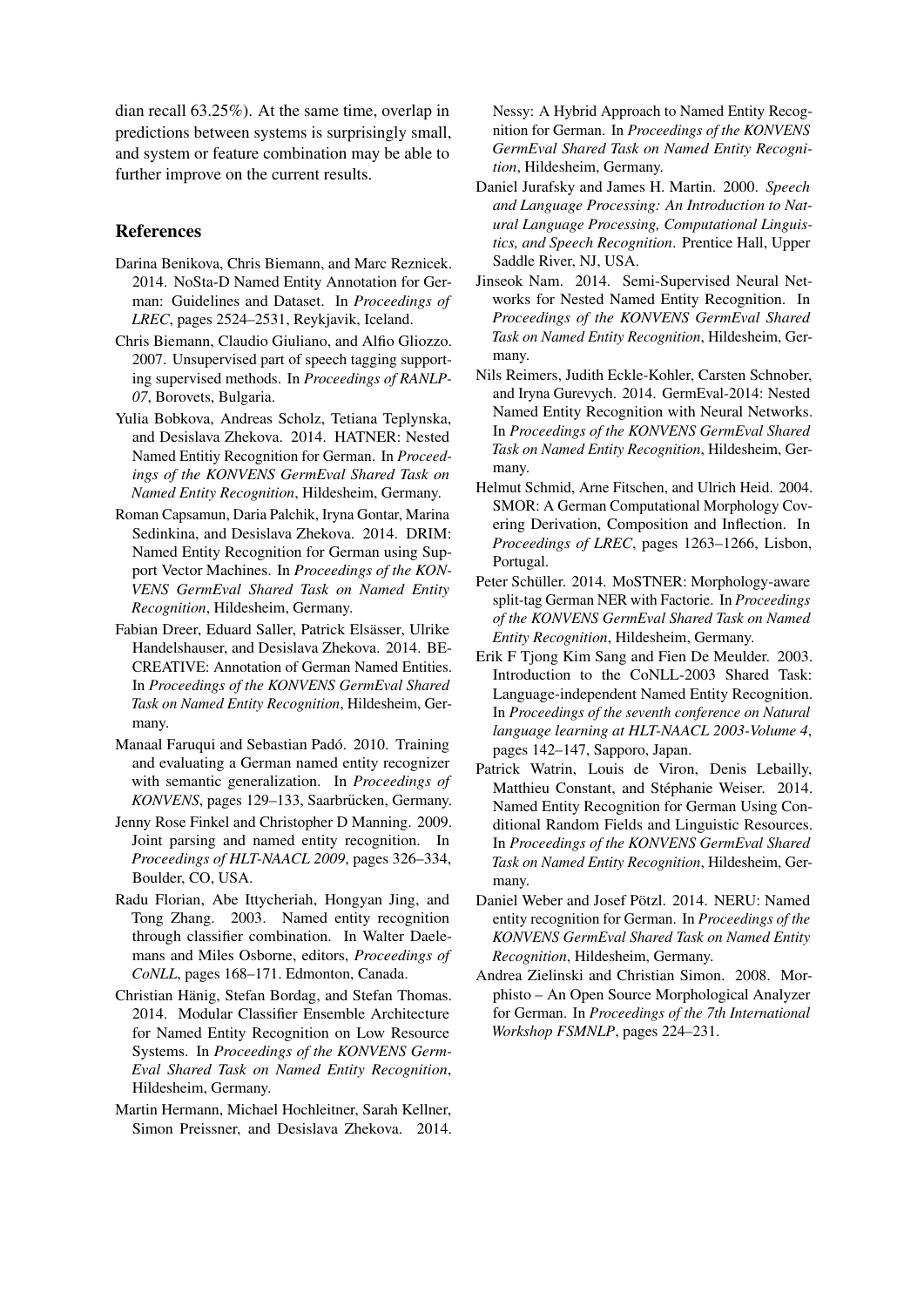dian recall 63.25%). At the same time, overlap in predictions between systems is surprisingly small, and system or feature combination may be able to further improve on the current results.

## References

Darina Benikova, Chris Biemann, and Marc Reznicek. 2014. NoSta-D Named Entity Annotation for German: Guidelines and Dataset. In *Proceedings of LREC*, pages 2524–2531, Reykjavik, Iceland.

Chris Biemann, Claudio Giuliano, and Alfio Gliozzo. 2007. Unsupervised part of speech tagging supporting supervised methods. In *Proceedings of RANLP-07*, Borovets, Bulgaria.

Yulia Bobkova, Andreas Scholz, Tetiana Teplynska, and Desislava Zhekova. 2014. HATNER: Nested Named Entitiy Recognition for German. In *Proceedings of the KONVENS GermEval Shared Task on Named Entity Recognition*, Hildesheim, Germany.

Roman Capsamun, Daria Palchik, Iryna Gontar, Marina Sedinkina, and Desislava Zhekova. 2014. DRIM: Named Entity Recognition for German using Support Vector Machines. In *Proceedings of the KONVENS GermEval Shared Task on Named Entity Recognition*, Hildesheim, Germany.

Fabian Dreer, Eduard Saller, Patrick Elsässer, Ulrike Handelshauser, and Desislava Zhekova. 2014. BE-CREATIVE: Annotation of German Named Entities. In *Proceedings of the KONVENS GermEval Shared Task on Named Entity Recognition*, Hildesheim, Germany.

Manaal Faruqui and Sebastian Padó. 2010. Training and evaluating a German named entity recognizer with semantic generalization. In *Proceedings of KONVENS*, pages 129–133, Saarbrücken, Germany.

Jenny Rose Finkel and Christopher D Manning. 2009. Joint parsing and named entity recognition. In *Proceedings of HLT-NAACL 2009*, pages 326–334, Boulder, CO, USA.

Radu Florian, Abe Ittycheriah, Hongyan Jing, and Tong Zhang. 2003. Named entity recognition through classifier combination. In Walter Daelemans and Miles Osborne, editors, *Proceedings of CoNLL*, pages 168–171. Edmonton, Canada.

Christian Hänig, Stefan Bordag, and Stefan Thomas. 2014. Modular Classifier Ensemble Architecture for Named Entity Recognition on Low Resource Systems. In *Proceedings of the KONVENS GermEval Shared Task on Named Entity Recognition*, Hildesheim, Germany.

Martin Hermann, Michael Hochleitner, Sarah Kellner, Simon Preissner, and Desislava Zhekova. 2014. Nessy: A Hybrid Approach to Named Entity Recognition for German. In *Proceedings of the KONVENS GermEval Shared Task on Named Entity Recognition*, Hildesheim, Germany.

Daniel Jurafsky and James H. Martin. 2000. *Speech and Language Processing: An Introduction to Natural Language Processing, Computational Linguistics, and Speech Recognition*. Prentice Hall, Upper Saddle River, NJ, USA.

Jinseok Nam. 2014. Semi-Supervised Neural Networks for Nested Named Entity Recognition. In *Proceedings of the KONVENS GermEval Shared Task on Named Entity Recognition*, Hildesheim, Germany.

Nils Reimers, Judith Eckle-Kohler, Carsten Schnober, and Iryna Gurevych. 2014. GermEval-2014: Nested Named Entity Recognition with Neural Networks. In *Proceedings of the KONVENS GermEval Shared Task on Named Entity Recognition*, Hildesheim, Germany.

Helmut Schmid, Arne Fitschen, and Ulrich Heid. 2004. SMOR: A German Computational Morphology Covering Derivation, Composition and Inflection. In *Proceedings of LREC*, pages 1263–1266, Lisbon, Portugal.

Peter Schüller. 2014. MoSTNER: Morphology-aware split-tag German NER with Factorie. In *Proceedings of the KONVENS GermEval Shared Task on Named Entity Recognition*, Hildesheim, Germany.

Erik F Tjong Kim Sang and Fien De Meulder. 2003. Introduction to the CoNLL-2003 Shared Task: Language-independent Named Entity Recognition. In *Proceedings of the seventh conference on Natural language learning at HLT-NAACL 2003-Volume 4*, pages 142–147, Sapporo, Japan.

Patrick Watrin, Louis de Viron, Denis Lebailly, Matthieu Constant, and Stéphanie Weiser. 2014. Named Entity Recognition for German Using Conditional Random Fields and Linguistic Resources. In *Proceedings of the KONVENS GermEval Shared Task on Named Entity Recognition*, Hildesheim, Germany.

Daniel Weber and Josef Pötzl. 2014. NERU: Named entity recognition for German. In *Proceedings of the KONVENS GermEval Shared Task on Named Entity Recognition*, Hildesheim, Germany.

Andrea Zielinski and Christian Simon. 2008. Morphisto – An Open Source Morphological Analyzer for German. In *Proceedings of the 7th International Workshop FSMNLP*, pages 224–231.